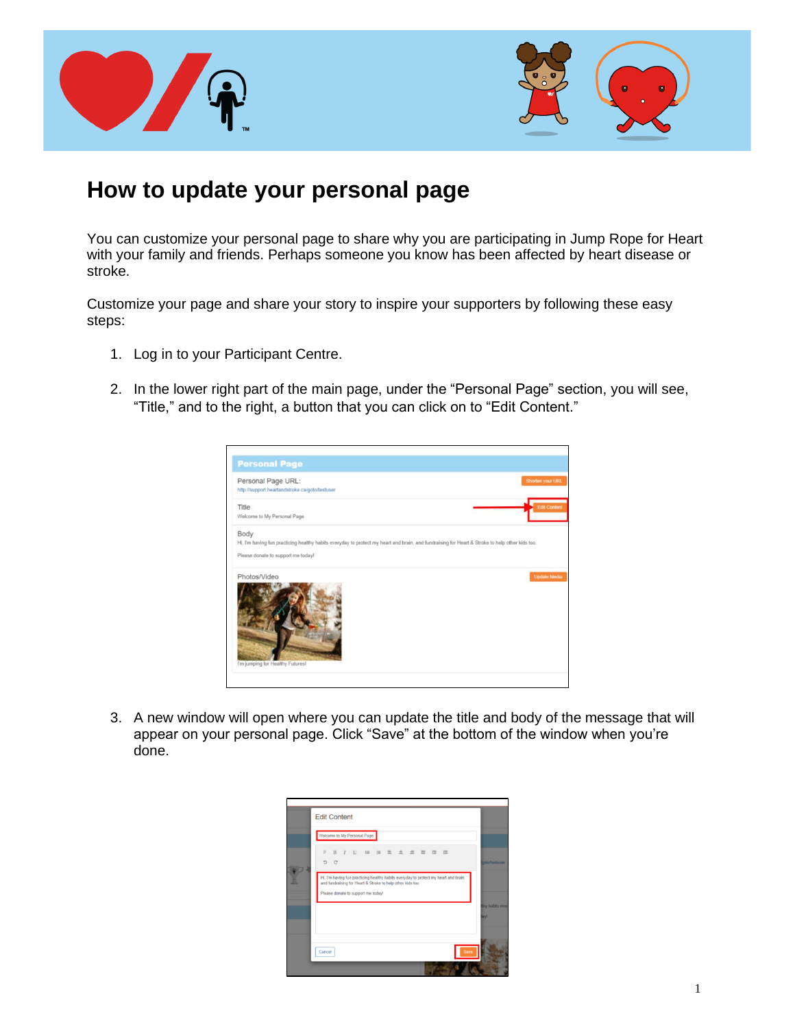# How to update your personal page

You can customize your personal page to share why you are participating in Jump Rope for Heart with your family and friends. Perhaps someone you know has been affected by heart disease or stroke.

Customize your page and share your story to inspire your supporters by following these easy steps:

1. Log in to your Participant Centre.
2. In the lower right part of the main page, under the “Personal Page” section, you will see, “Title,” and to the right, a button that you can click on to “Edit Content.”
3. A new window will open where you can update the title and body of the message that will appear on your personal page. Click “Save” at the bottom of the window when you’re done.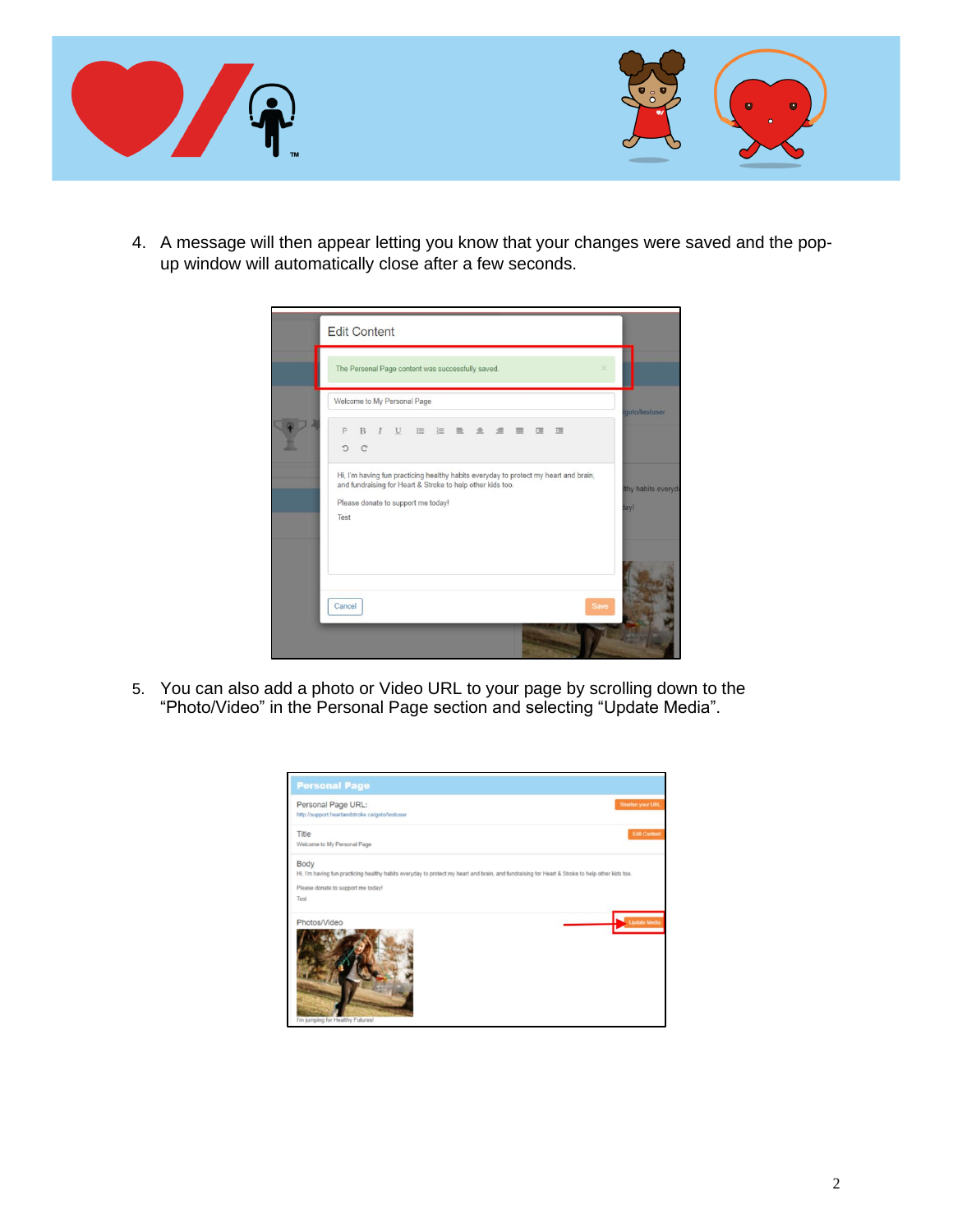4. A message will then appear letting you know that your changes were saved and the pop-up window will automatically close after a few seconds.

5. You can also add a photo or Video URL to your page by scrolling down to the "Photo/Video" in the Personal Page section and selecting "Update Media".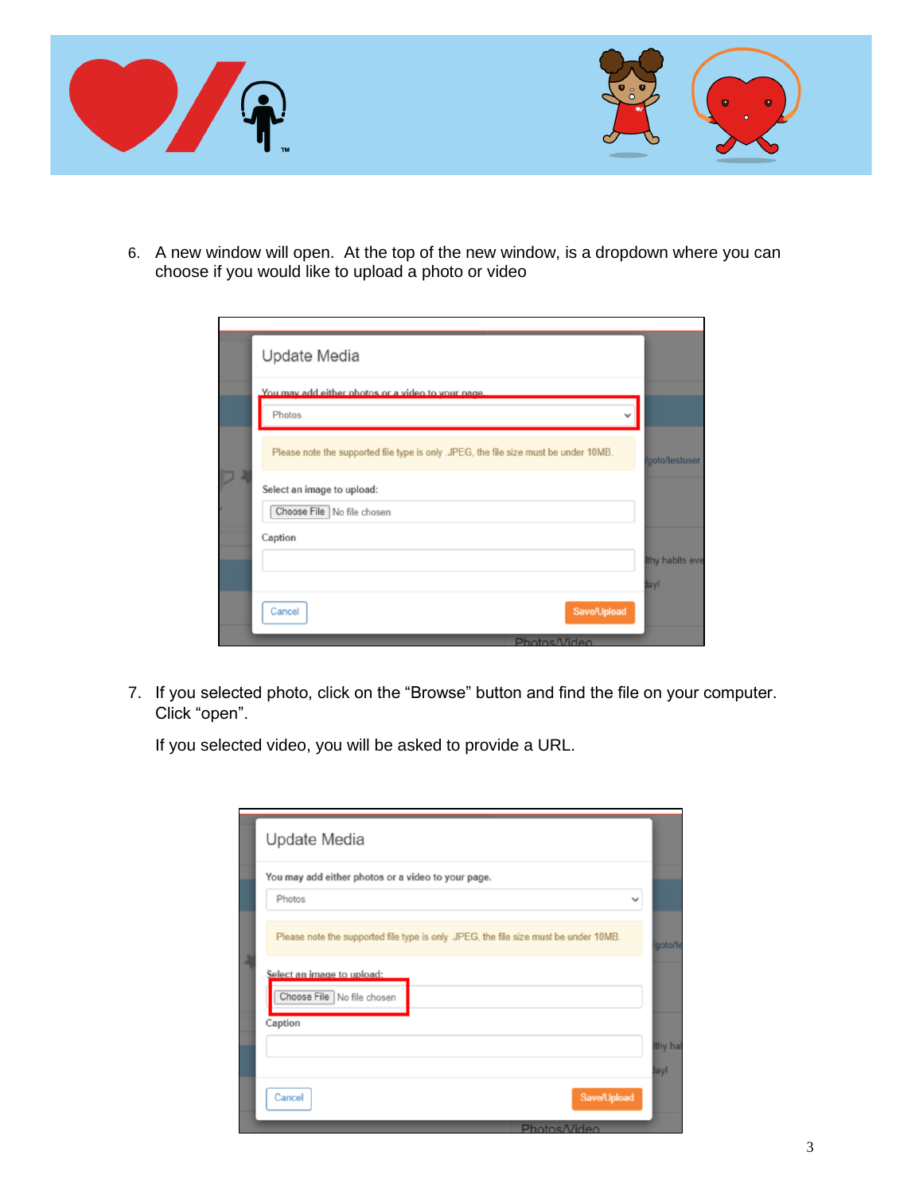6. A new window will open. At the top of the new window, is a dropdown where you can choose if you would like to upload a photo or video

7. If you selected photo, click on the "Browse" button and find the file on your computer. Click "open".

   If you selected video, you will be asked to provide a URL.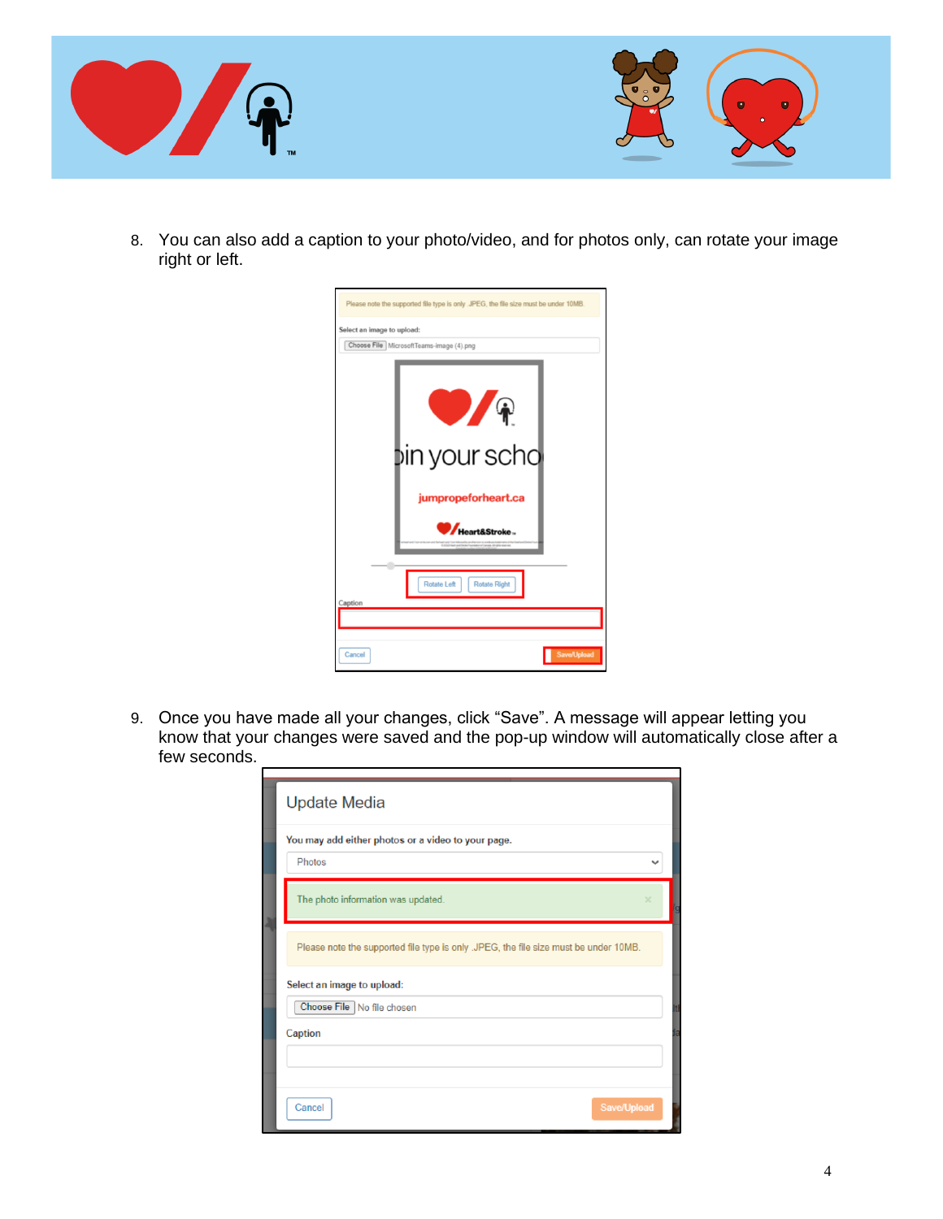8. You can also add a caption to your photo/video, and for photos only, can rotate your image right or left.

9. Once you have made all your changes, click “Save”. A message will appear letting you know that your changes were saved and the pop-up window will automatically close after a few seconds.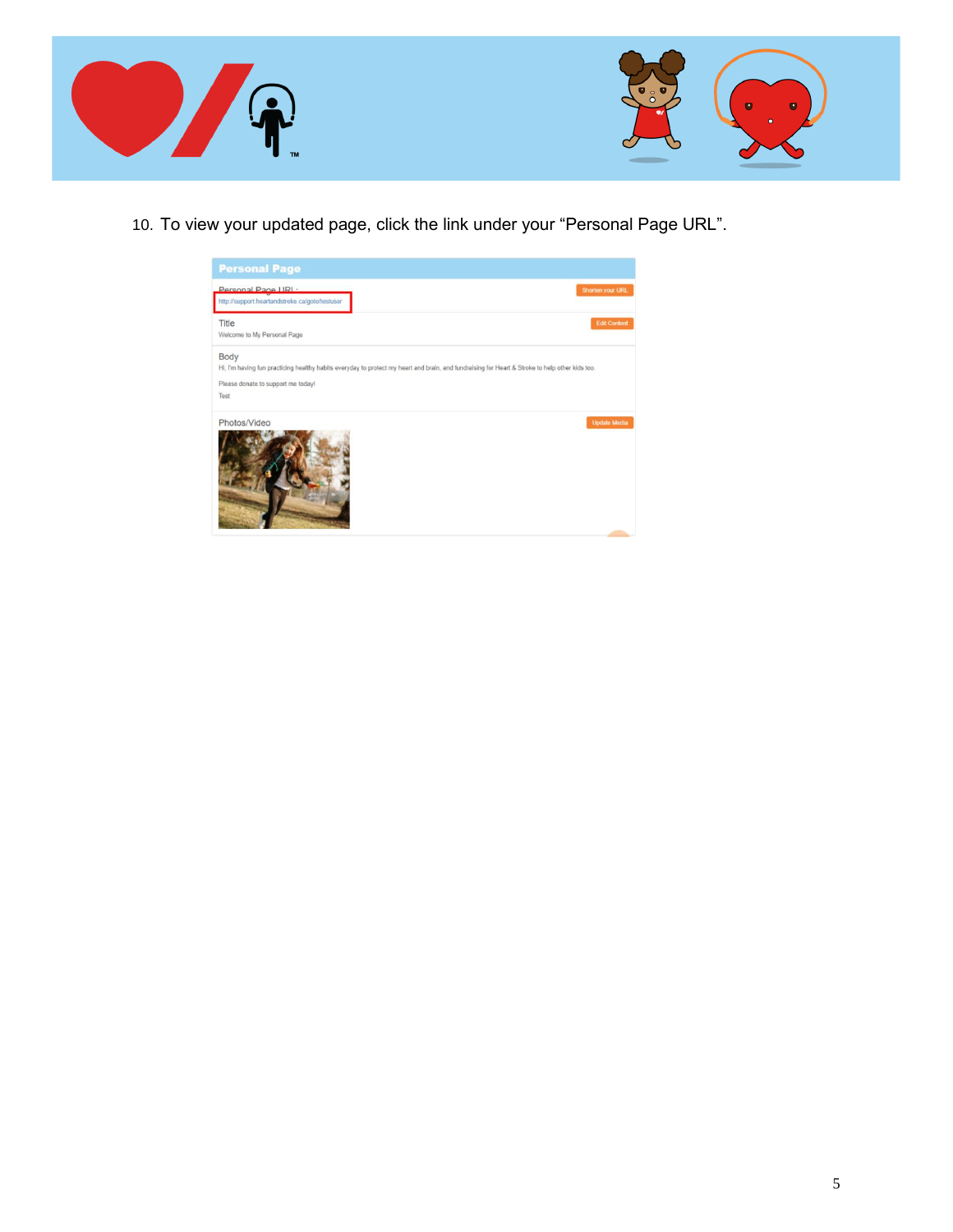10. To view your updated page, click the link under your "Personal Page URL".